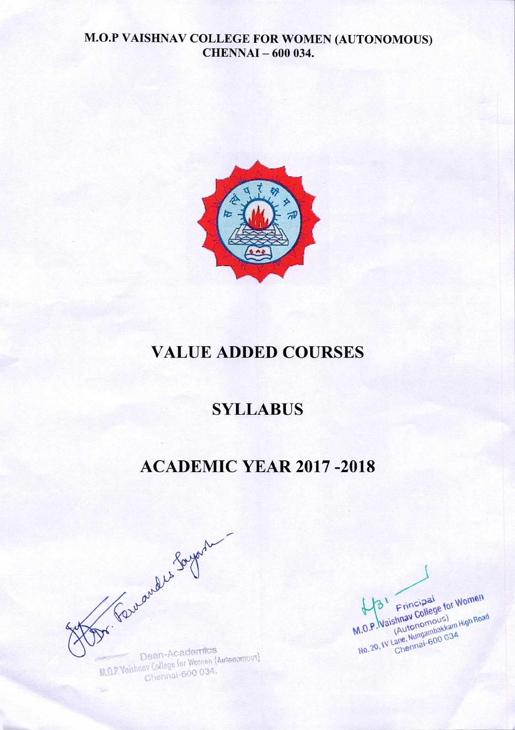**M.O.P VAISHNAV COLLEGE FOR WOMEN (AUTONOMOUS)**
**CHENNAI – 600 034.**

# VALUE ADDED COURSES

# SYLLABUS

# ACADEMIC YEAR 2017 -2018

Dean-Academics
M.O.P. Vaishnav College for Women (Autonomous)
Chennai-600 034.

Principal
M.O.P. Vaishnav College for Women
(Autonomous)
No. 20, IV Lane, Nungambakkam High Road
Chennai-600 034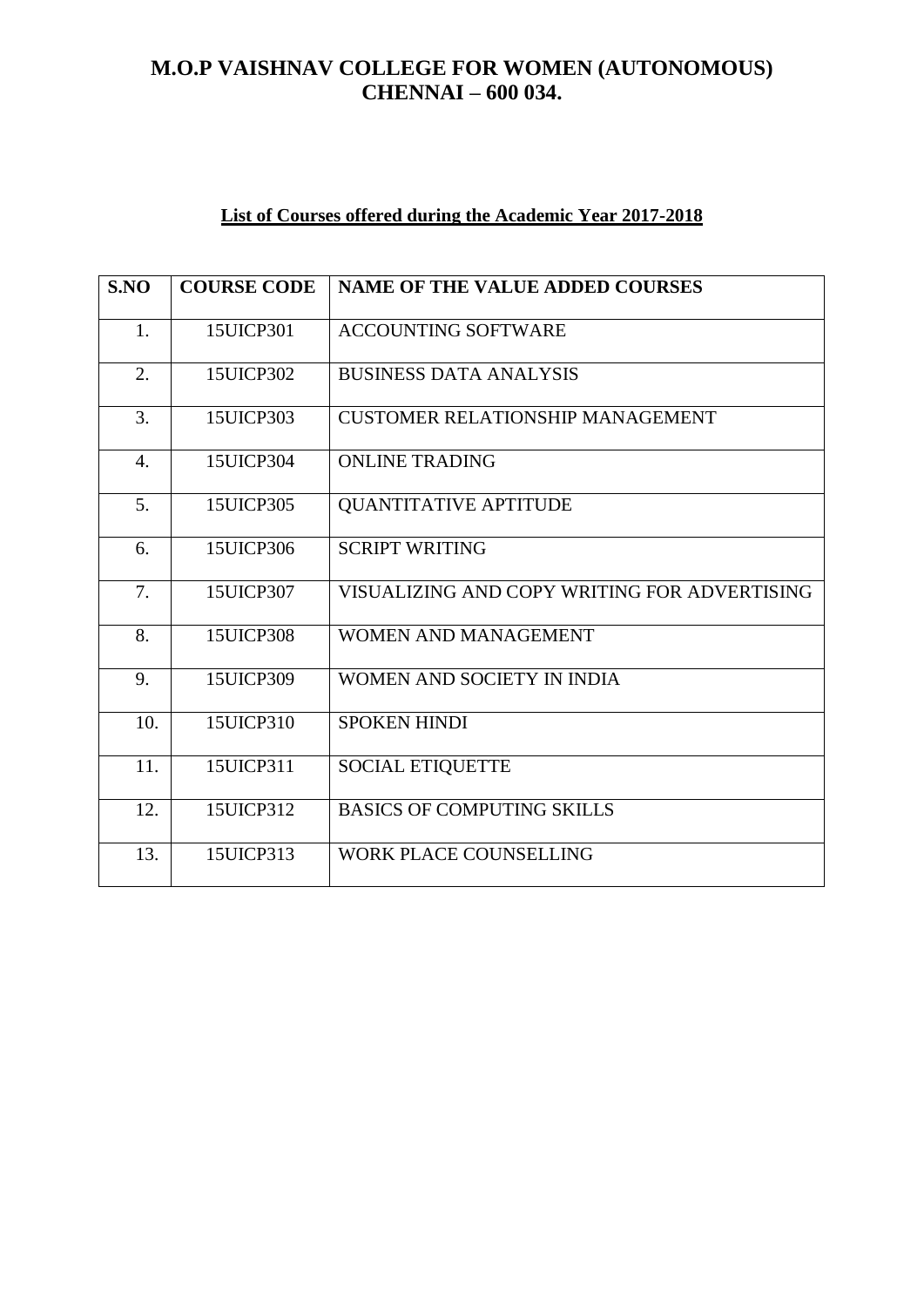# M.O.P VAISHNAV COLLEGE FOR WOMEN (AUTONOMOUS)
# CHENNAI – 600 034.

## List of Courses offered during the Academic Year 2017-2018

| S.NO | COURSE CODE | NAME OF THE VALUE ADDED COURSES |
|---|---|---|
| 1. | 15UICP301 | ACCOUNTING SOFTWARE |
| 2. | 15UICP302 | BUSINESS DATA ANALYSIS |
| 3. | 15UICP303 | CUSTOMER RELATIONSHIP MANAGEMENT |
| 4. | 15UICP304 | ONLINE TRADING |
| 5. | 15UICP305 | QUANTITATIVE APTITUDE |
| 6. | 15UICP306 | SCRIPT WRITING |
| 7. | 15UICP307 | VISUALIZING AND COPY WRITING FOR ADVERTISING |
| 8. | 15UICP308 | WOMEN AND MANAGEMENT |
| 9. | 15UICP309 | WOMEN AND SOCIETY IN INDIA |
| 10. | 15UICP310 | SPOKEN HINDI |
| 11. | 15UICP311 | SOCIAL ETIQUETTE |
| 12. | 15UICP312 | BASICS OF COMPUTING SKILLS |
| 13. | 15UICP313 | WORK PLACE COUNSELLING |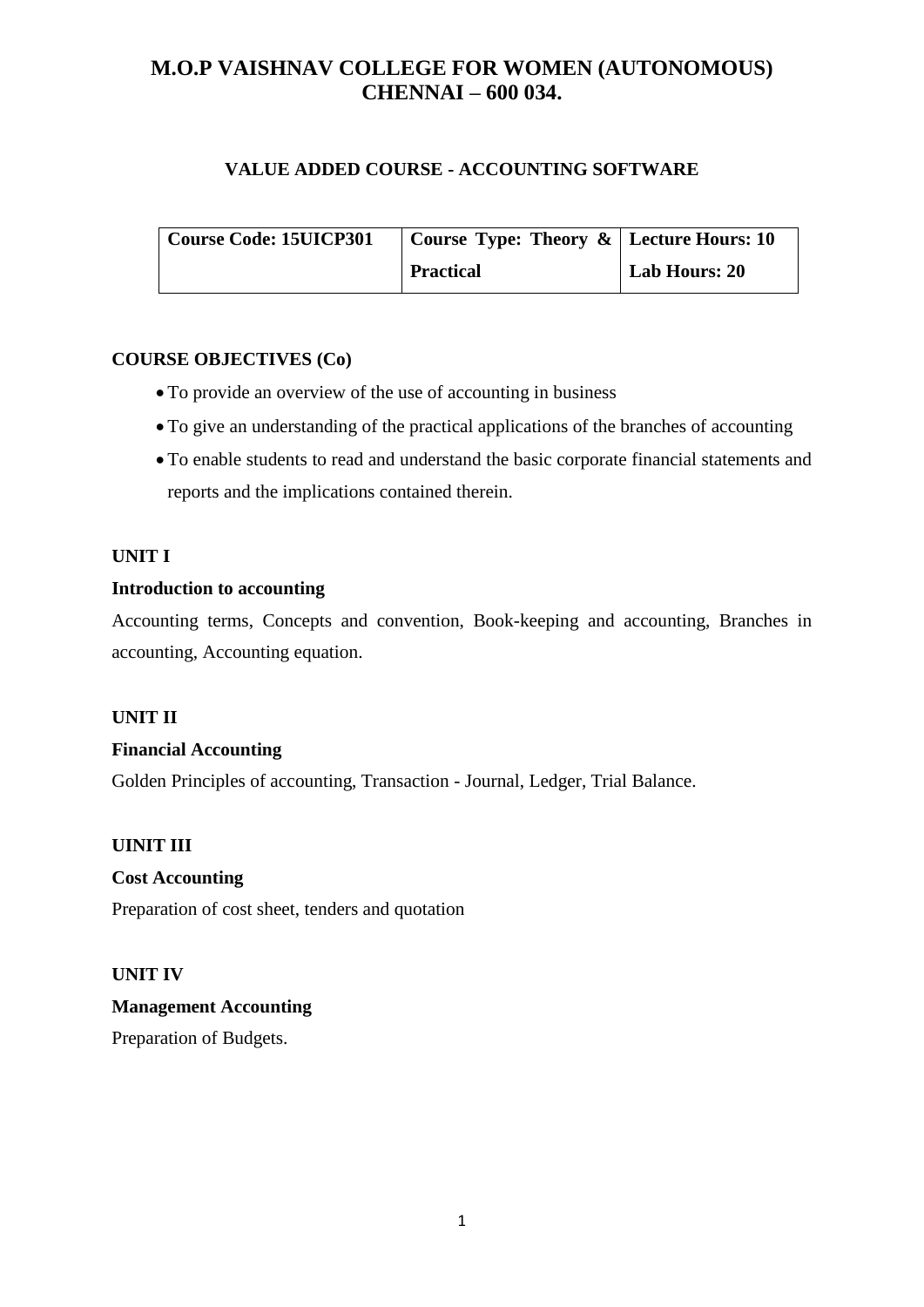# M.O.P VAISHNAV COLLEGE FOR WOMEN (AUTONOMOUS) CHENNAI – 600 034.

## VALUE ADDED COURSE - ACCOUNTING SOFTWARE

| Course Code: 15UICP301 | Course Type: Theory & Practical | Lecture Hours: 10<br>Lab Hours: 20 |
|---|---|---|

**COURSE OBJECTIVES (Co)**

- To provide an overview of the use of accounting in business
- To give an understanding of the practical applications of the branches of accounting
- To enable students to read and understand the basic corporate financial statements and reports and the implications contained therein.

**UNIT I**

**Introduction to accounting**

Accounting terms, Concepts and convention, Book-keeping and accounting, Branches in accounting, Accounting equation.

**UNIT II**

**Financial Accounting**

Golden Principles of accounting, Transaction - Journal, Ledger, Trial Balance.

**UINIT III**

**Cost Accounting**

Preparation of cost sheet, tenders and quotation

**UNIT IV**

**Management Accounting**

Preparation of Budgets.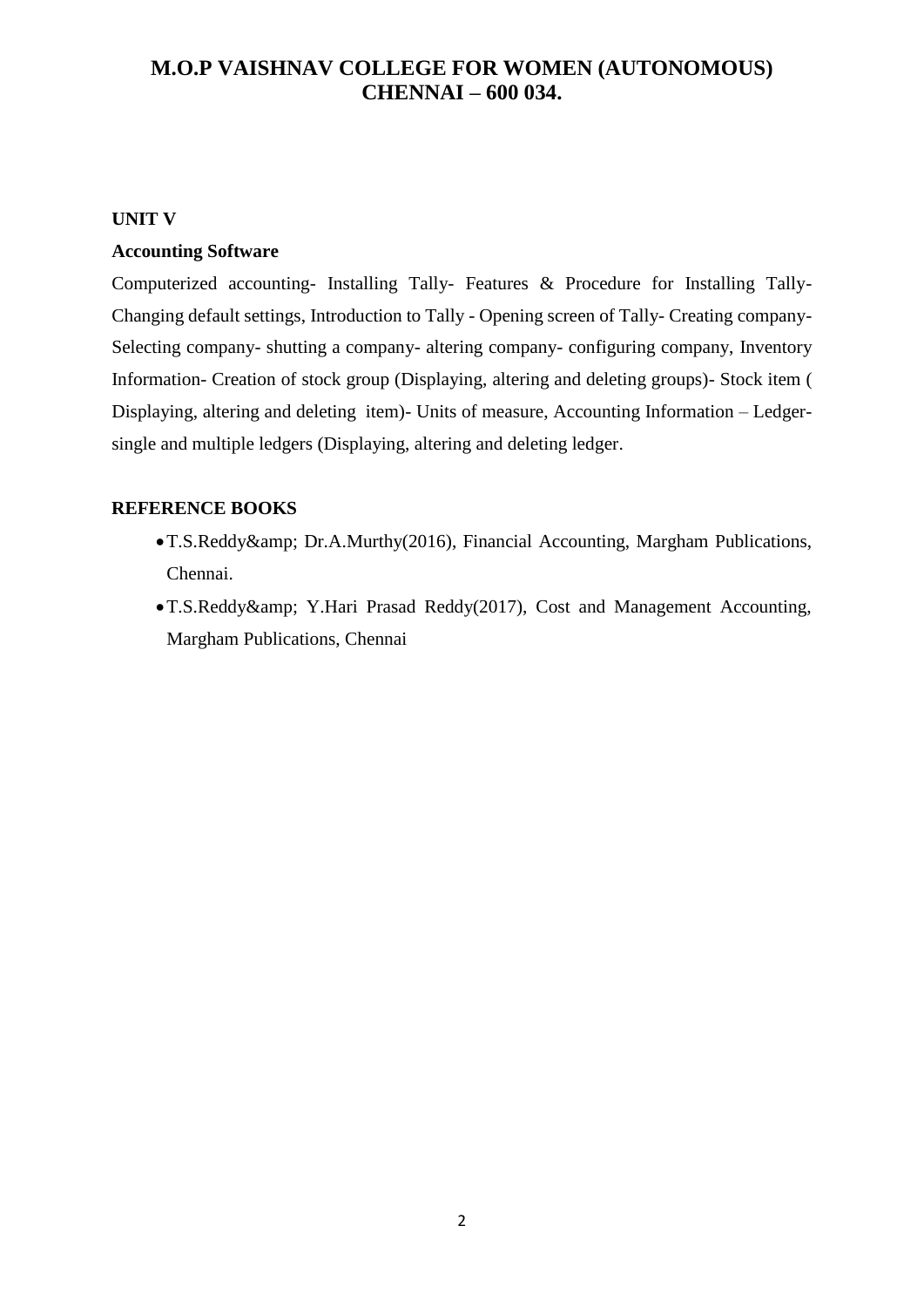# M.O.P VAISHNAV COLLEGE FOR WOMEN (AUTONOMOUS)
# CHENNAI – 600 034.

**UNIT V**

**Accounting Software**

Computerized accounting- Installing Tally- Features & Procedure for Installing Tally- Changing default settings, Introduction to Tally - Opening screen of Tally- Creating company- Selecting company- shutting a company- altering company- configuring company, Inventory Information- Creation of stock group (Displaying, altering and deleting groups)- Stock item ( Displaying, altering and deleting item)- Units of measure, Accounting Information – Ledger- single and multiple ledgers (Displaying, altering and deleting ledger.

**REFERENCE BOOKS**

- T.S.Reddy&amp; Dr.A.Murthy(2016), Financial Accounting, Margham Publications, Chennai.
- T.S.Reddy&amp; Y.Hari Prasad Reddy(2017), Cost and Management Accounting, Margham Publications, Chennai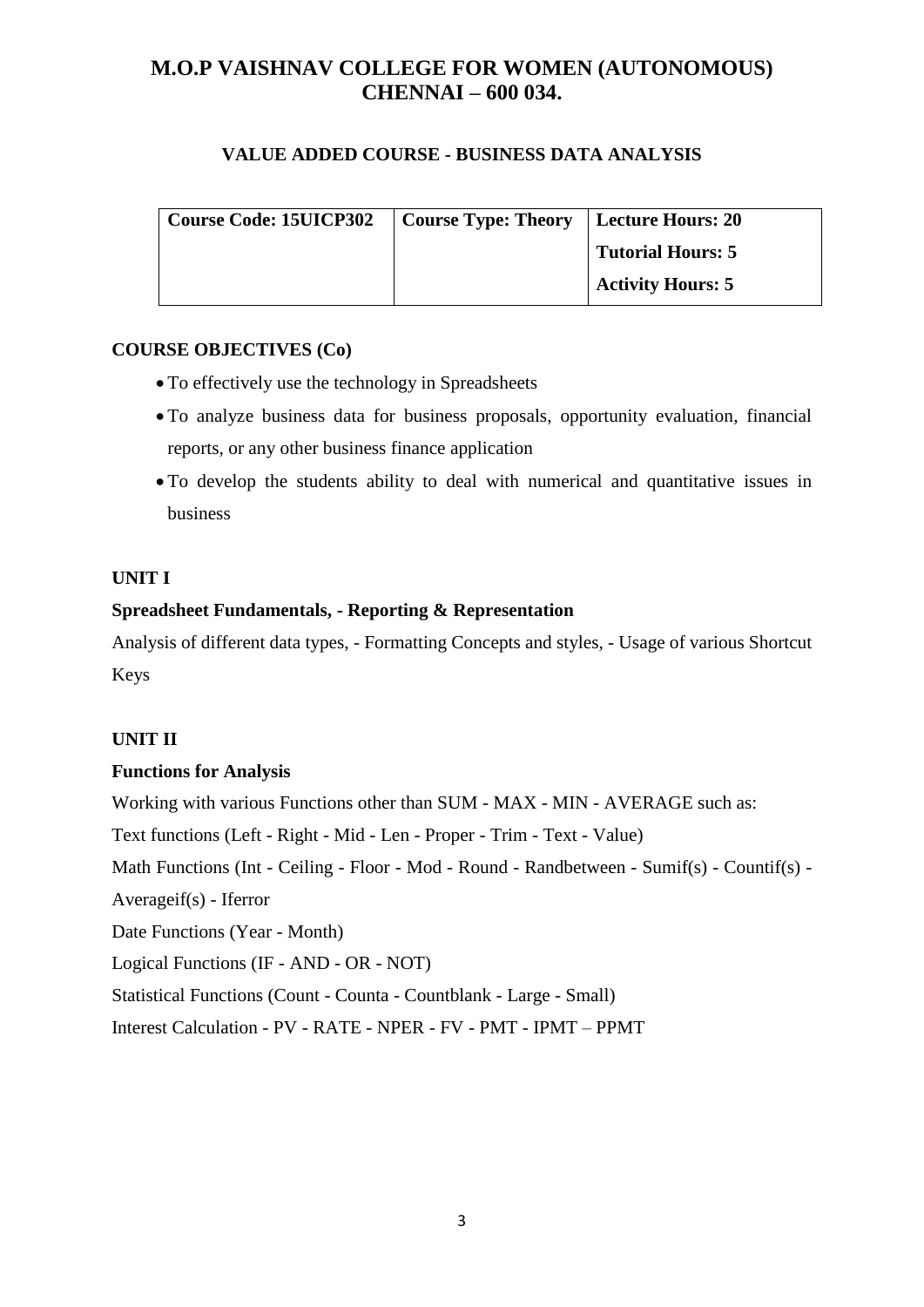# M.O.P VAISHNAV COLLEGE FOR WOMEN (AUTONOMOUS) CHENNAI – 600 034.

## VALUE ADDED COURSE - BUSINESS DATA ANALYSIS

| Course Code: 15UICP302 | Course Type: Theory | Lecture Hours: 20 |
|---|---|---|
| | | Tutorial Hours: 5 |
| | | Activity Hours: 5 |

**COURSE OBJECTIVES (Co)**

- To effectively use the technology in Spreadsheets
- To analyze business data for business proposals, opportunity evaluation, financial reports, or any other business finance application
- To develop the students ability to deal with numerical and quantitative issues in business

**UNIT I**

**Spreadsheet Fundamentals, - Reporting & Representation**

Analysis of different data types, - Formatting Concepts and styles, - Usage of various Shortcut Keys

**UNIT II**

**Functions for Analysis**

Working with various Functions other than SUM - MAX - MIN - AVERAGE such as:

Text functions (Left - Right - Mid - Len - Proper - Trim - Text - Value)

Math Functions (Int - Ceiling - Floor - Mod - Round - Randbetween - Sumif(s) - Countif(s) - Averageif(s) - Iferror

Date Functions (Year - Month)

Logical Functions (IF - AND - OR - NOT)

Statistical Functions (Count - Counta - Countblank - Large - Small)

Interest Calculation - PV - RATE - NPER - FV - PMT - IPMT – PPMT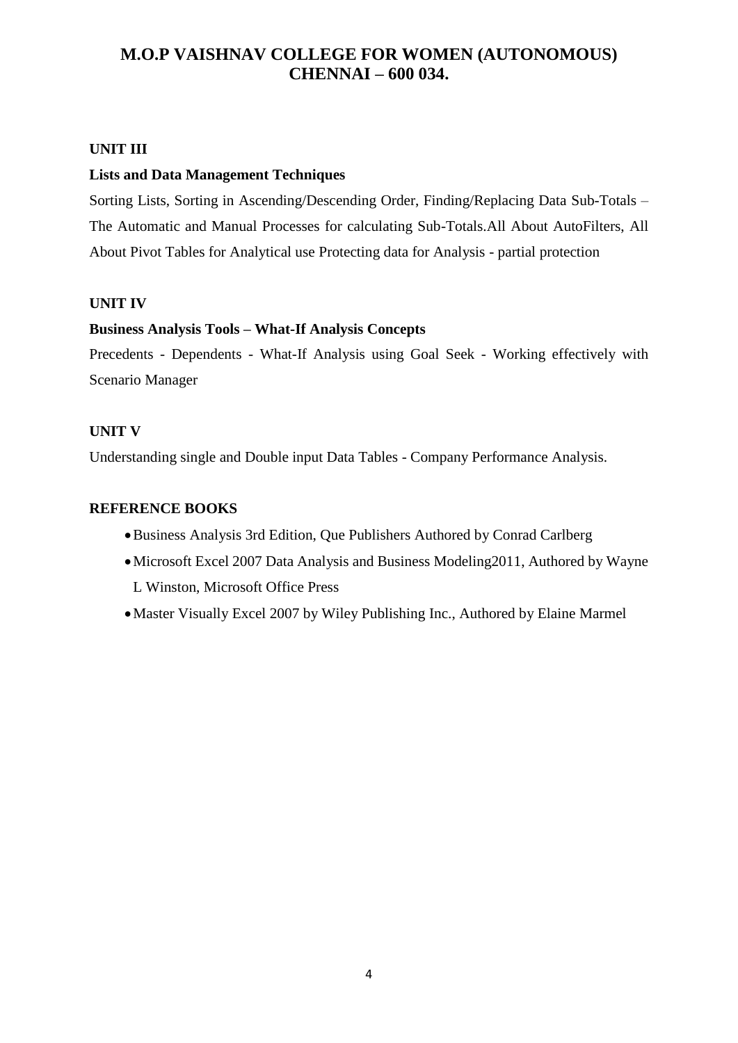# M.O.P VAISHNAV COLLEGE FOR WOMEN (AUTONOMOUS)
# CHENNAI – 600 034.

**UNIT III**

**Lists and Data Management Techniques**

Sorting Lists, Sorting in Ascending/Descending Order, Finding/Replacing Data Sub-Totals – The Automatic and Manual Processes for calculating Sub-Totals.All About AutoFilters, All About Pivot Tables for Analytical use Protecting data for Analysis - partial protection

**UNIT IV**

**Business Analysis Tools – What-If Analysis Concepts**

Precedents - Dependents - What-If Analysis using Goal Seek - Working effectively with Scenario Manager

**UNIT V**

Understanding single and Double input Data Tables - Company Performance Analysis.

**REFERENCE BOOKS**

- Business Analysis 3rd Edition, Que Publishers Authored by Conrad Carlberg
- Microsoft Excel 2007 Data Analysis and Business Modeling2011, Authored by Wayne L Winston, Microsoft Office Press
- Master Visually Excel 2007 by Wiley Publishing Inc., Authored by Elaine Marmel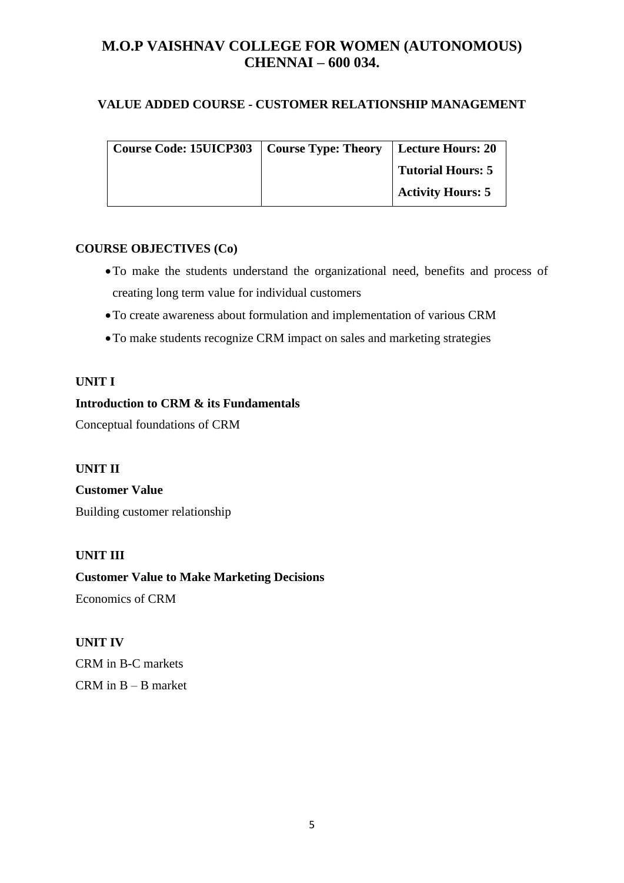# M.O.P VAISHNAV COLLEGE FOR WOMEN (AUTONOMOUS)
# CHENNAI – 600 034.

## VALUE ADDED COURSE - CUSTOMER RELATIONSHIP MANAGEMENT

| Course Code: 15UICP303 | Course Type: Theory | Lecture Hours: 20 |
|---|---|---|
| | | Tutorial Hours: 5 |
| | | Activity Hours: 5 |

**COURSE OBJECTIVES (Co)**

- To make the students understand the organizational need, benefits and process of creating long term value for individual customers
- To create awareness about formulation and implementation of various CRM
- To make students recognize CRM impact on sales and marketing strategies

**UNIT I**

**Introduction to CRM & its Fundamentals**

Conceptual foundations of CRM

**UNIT II**

**Customer Value**

Building customer relationship

**UNIT III**

**Customer Value to Make Marketing Decisions**

Economics of CRM

**UNIT IV**

CRM in B-C markets

CRM in B – B market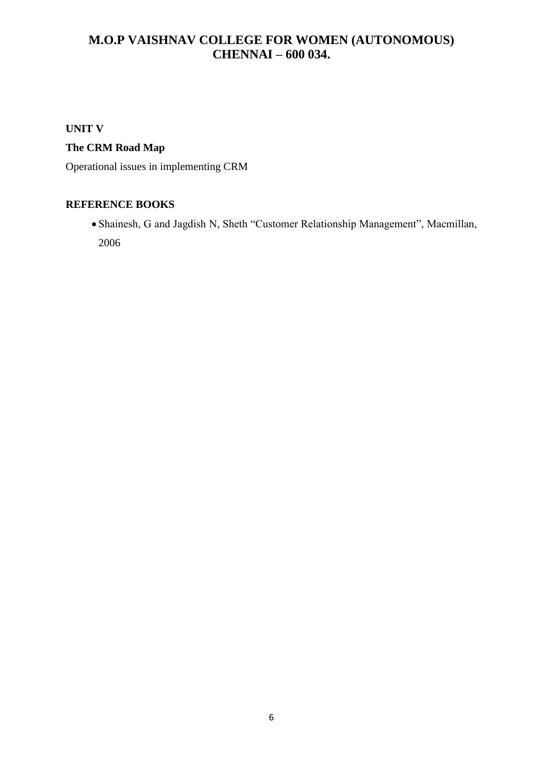**UNIT V**

**The CRM Road Map**

Operational issues in implementing CRM

**REFERENCE BOOKS**

- Shainesh, G and Jagdish N, Sheth "Customer Relationship Management", Macmillan, 2006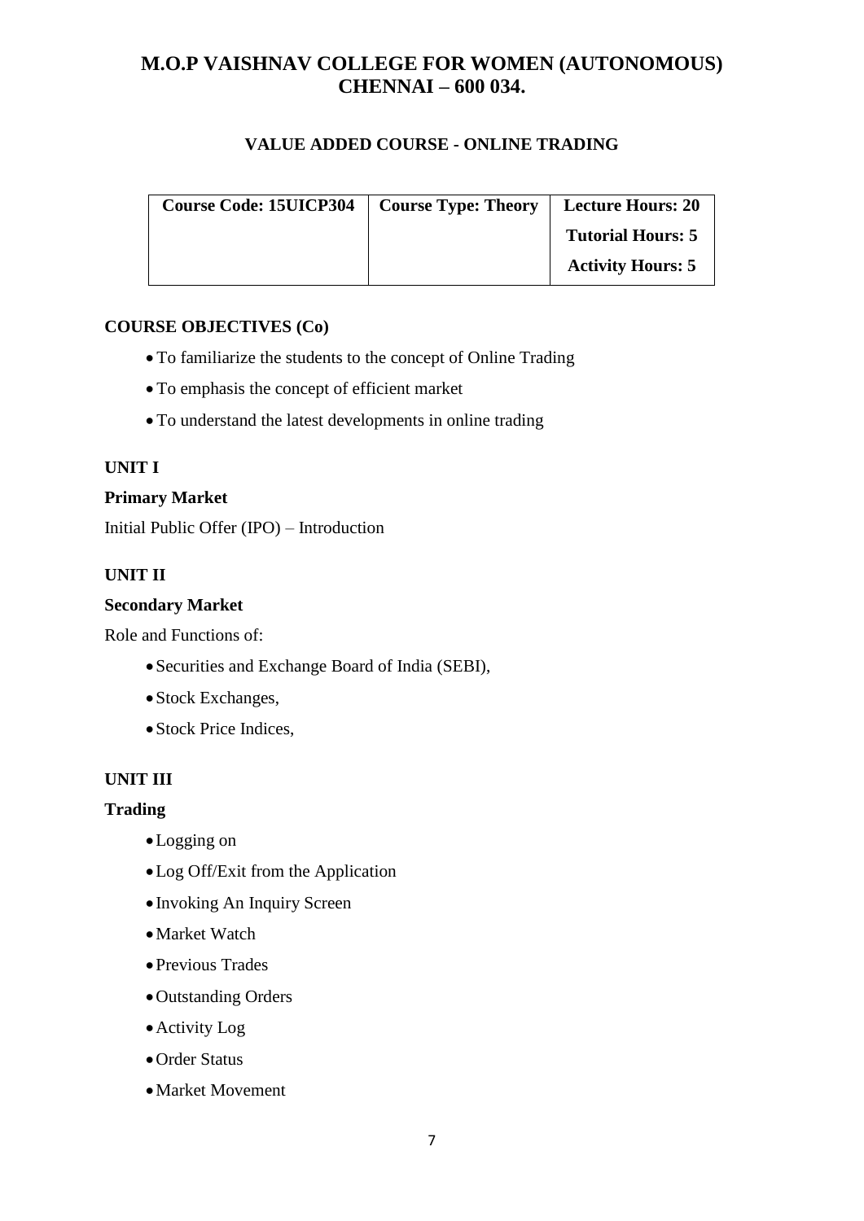# M.O.P VAISHNAV COLLEGE FOR WOMEN (AUTONOMOUS)
# CHENNAI – 600 034.

## VALUE ADDED COURSE - ONLINE TRADING

| Course Code: 15UICP304 | Course Type: Theory | Lecture Hours: 20 |
|---|---|---|
| | | Tutorial Hours: 5 |
| | | Activity Hours: 5 |

### COURSE OBJECTIVES (Co)

- To familiarize the students to the concept of Online Trading
- To emphasis the concept of efficient market
- To understand the latest developments in online trading

### UNIT I

**Primary Market**

Initial Public Offer (IPO) – Introduction

### UNIT II

**Secondary Market**

Role and Functions of:

- Securities and Exchange Board of India (SEBI),
- Stock Exchanges,
- Stock Price Indices,

### UNIT III

**Trading**

- Logging on
- Log Off/Exit from the Application
- Invoking An Inquiry Screen
- Market Watch
- Previous Trades
- Outstanding Orders
- Activity Log
- Order Status
- Market Movement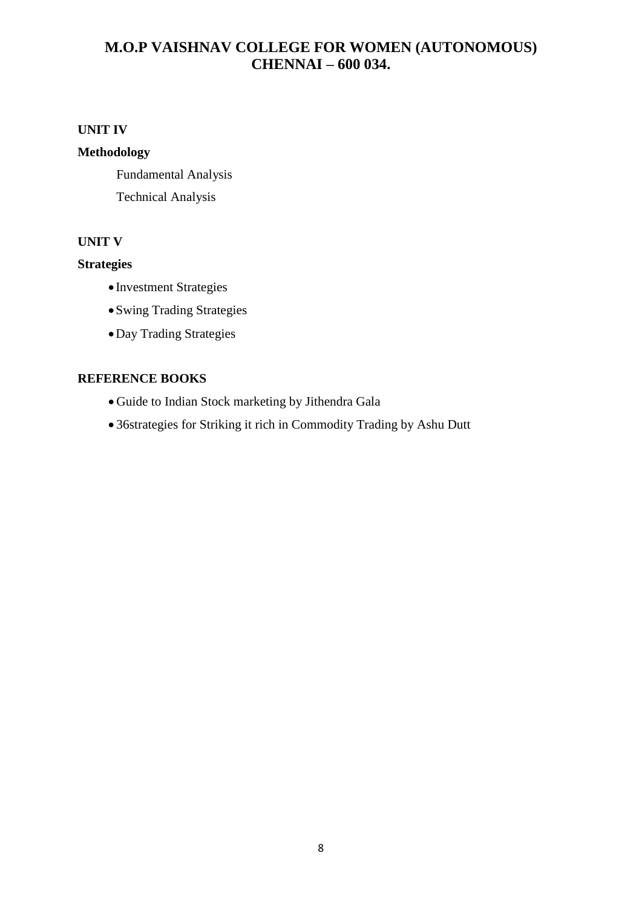# M.O.P VAISHNAV COLLEGE FOR WOMEN (AUTONOMOUS) CHENNAI – 600 034.

**UNIT IV**

**Methodology**

Fundamental Analysis

Technical Analysis

**UNIT V**

**Strategies**

- Investment Strategies
- Swing Trading Strategies
- Day Trading Strategies

**REFERENCE BOOKS**

- Guide to Indian Stock marketing by Jithendra Gala
- 36strategies for Striking it rich in Commodity Trading by Ashu Dutt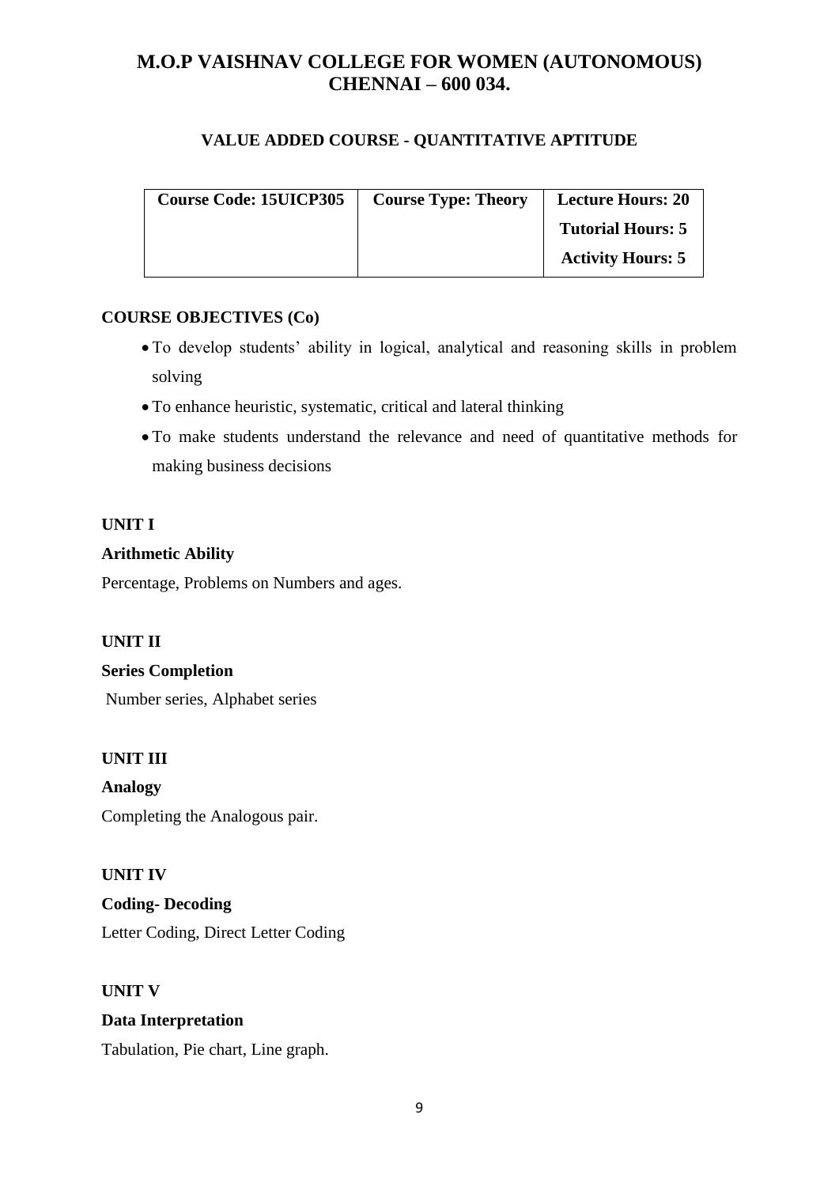# M.O.P VAISHNAV COLLEGE FOR WOMEN (AUTONOMOUS)
# CHENNAI – 600 034.

## VALUE ADDED COURSE - QUANTITATIVE APTITUDE

| Course Code: 15UICP305 | Course Type: Theory | Lecture Hours: 20 |
|---|---|---|
| | | Tutorial Hours: 5 |
| | | Activity Hours: 5 |

### COURSE OBJECTIVES (Co)

- To develop students' ability in logical, analytical and reasoning skills in problem solving
- To enhance heuristic, systematic, critical and lateral thinking
- To make students understand the relevance and need of quantitative methods for making business decisions

### UNIT I

**Arithmetic Ability**

Percentage, Problems on Numbers and ages.

### UNIT II

**Series Completion**

Number series, Alphabet series

### UNIT III

**Analogy**

Completing the Analogous pair.

### UNIT IV

**Coding- Decoding**

Letter Coding, Direct Letter Coding

### UNIT V

**Data Interpretation**

Tabulation, Pie chart, Line graph.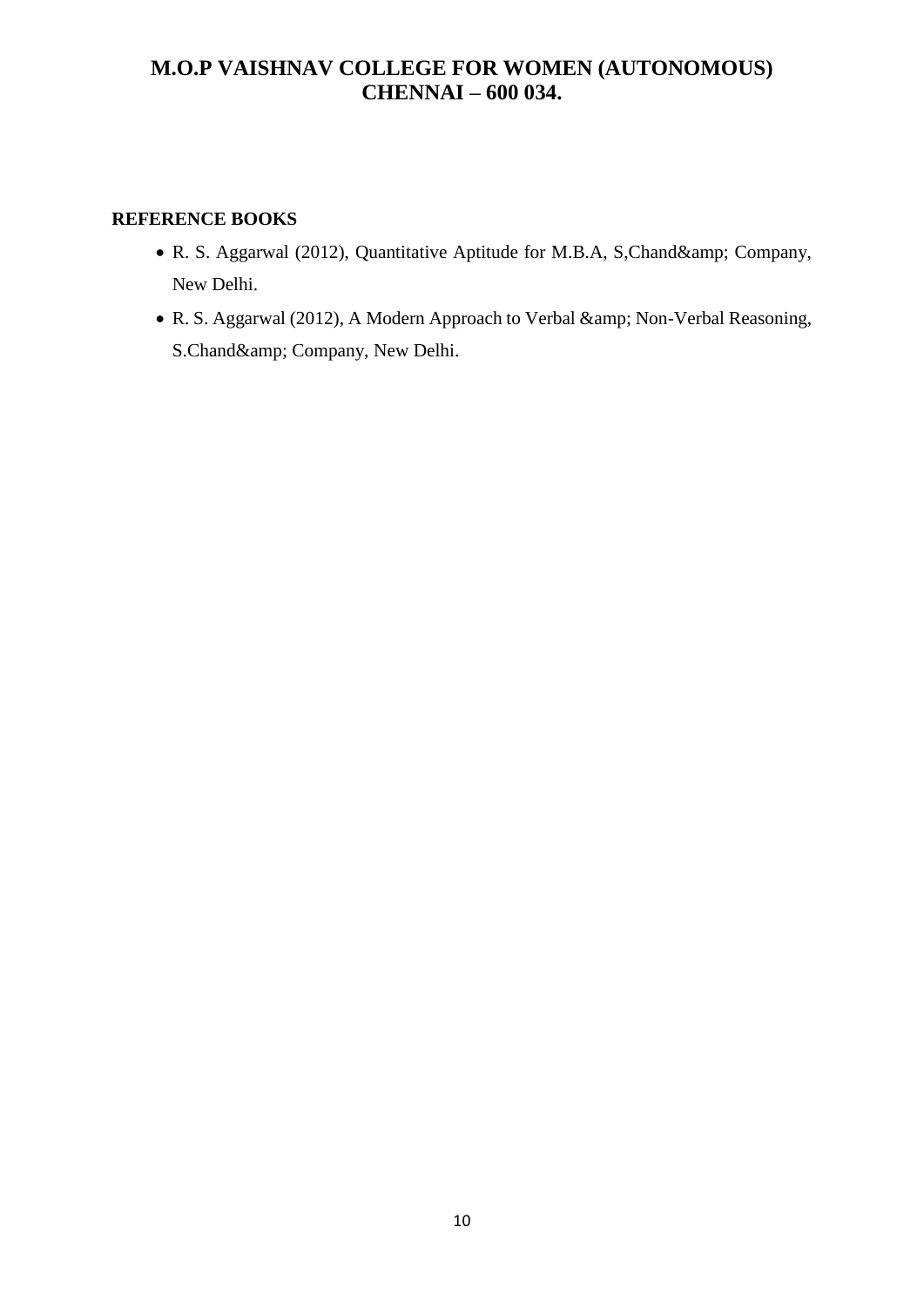**REFERENCE BOOKS**

- R. S. Aggarwal (2012), Quantitative Aptitude for M.B.A, S,Chand&amp; Company, New Delhi.
- R. S. Aggarwal (2012), A Modern Approach to Verbal &amp; Non-Verbal Reasoning, S.Chand&amp; Company, New Delhi.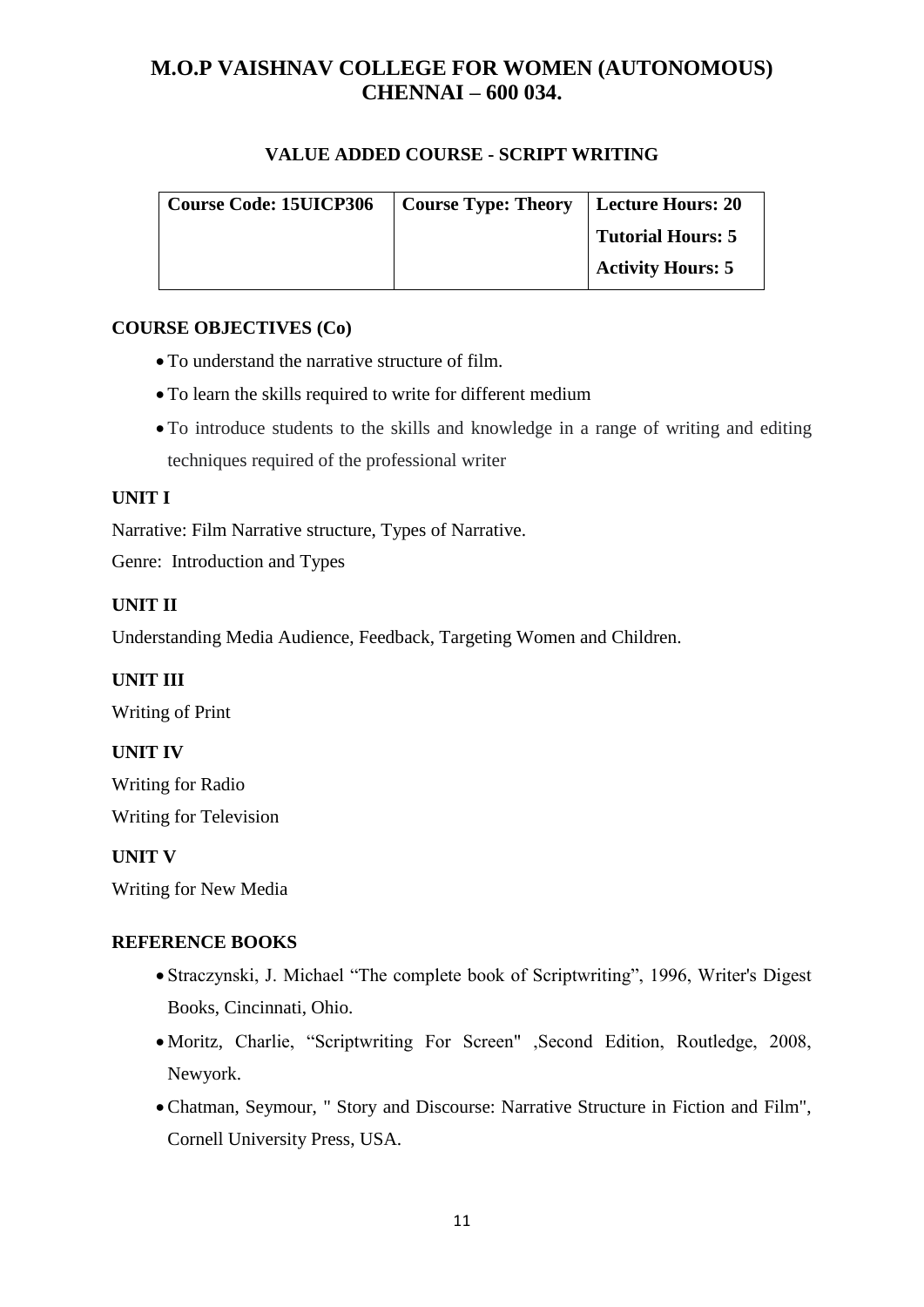# M.O.P VAISHNAV COLLEGE FOR WOMEN (AUTONOMOUS) CHENNAI – 600 034.

## VALUE ADDED COURSE - SCRIPT WRITING

| Course Code: 15UICP306 | Course Type: Theory | Lecture Hours: 20<br>Tutorial Hours: 5<br>Activity Hours: 5 |
|---|---|---|

### COURSE OBJECTIVES (Co)

- To understand the narrative structure of film.
- To learn the skills required to write for different medium
- To introduce students to the skills and knowledge in a range of writing and editing techniques required of the professional writer

### UNIT I

Narrative: Film Narrative structure, Types of Narrative.

Genre: Introduction and Types

### UNIT II

Understanding Media Audience, Feedback, Targeting Women and Children.

### UNIT III

Writing of Print

### UNIT IV

Writing for Radio

Writing for Television

### UNIT V

Writing for New Media

### REFERENCE BOOKS

- Straczynski, J. Michael "The complete book of Scriptwriting", 1996, Writer's Digest Books, Cincinnati, Ohio.
- Moritz, Charlie, "Scriptwriting For Screen" ,Second Edition, Routledge, 2008, Newyork.
- Chatman, Seymour, " Story and Discourse: Narrative Structure in Fiction and Film", Cornell University Press, USA.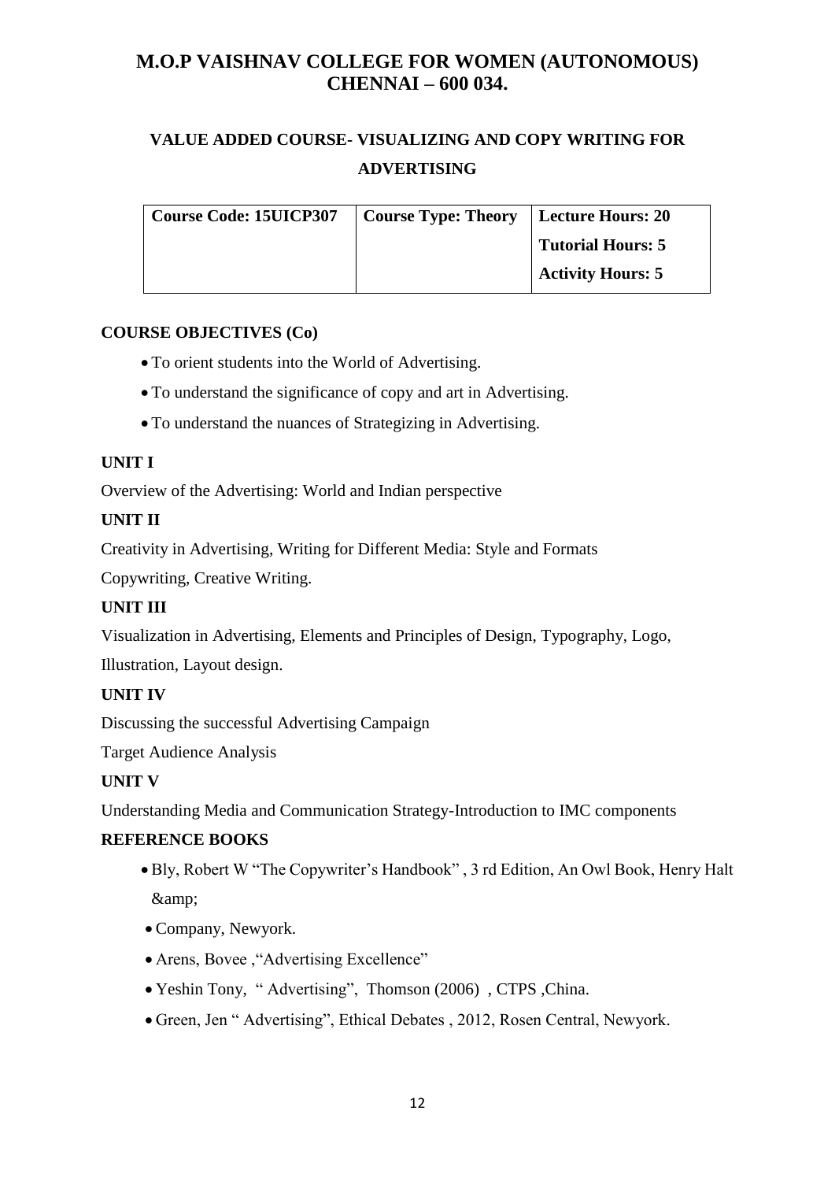# M.O.P VAISHNAV COLLEGE FOR WOMEN (AUTONOMOUS) CHENNAI – 600 034.

## VALUE ADDED COURSE- VISUALIZING AND COPY WRITING FOR ADVERTISING

| Course Code: 15UICP307 | Course Type: Theory | Lecture Hours: 20<br>Tutorial Hours: 5<br>Activity Hours: 5 |
|---|---|---|

**COURSE OBJECTIVES (Co)**

- To orient students into the World of Advertising.
- To understand the significance of copy and art in Advertising.
- To understand the nuances of Strategizing in Advertising.

**UNIT I**

Overview of the Advertising: World and Indian perspective

**UNIT II**

Creativity in Advertising, Writing for Different Media: Style and Formats

Copywriting, Creative Writing.

**UNIT III**

Visualization in Advertising, Elements and Principles of Design, Typography, Logo, Illustration, Layout design.

**UNIT IV**

Discussing the successful Advertising Campaign

Target Audience Analysis

**UNIT V**

Understanding Media and Communication Strategy-Introduction to IMC components

**REFERENCE BOOKS**

- Bly, Robert W "The Copywriter's Handbook" , 3 rd Edition, An Owl Book, Henry Halt &amp;
- Company, Newyork.
- Arens, Bovee ,"Advertising Excellence"
- Yeshin Tony, " Advertising", Thomson (2006) , CTPS ,China.
- Green, Jen " Advertising", Ethical Debates , 2012, Rosen Central, Newyork.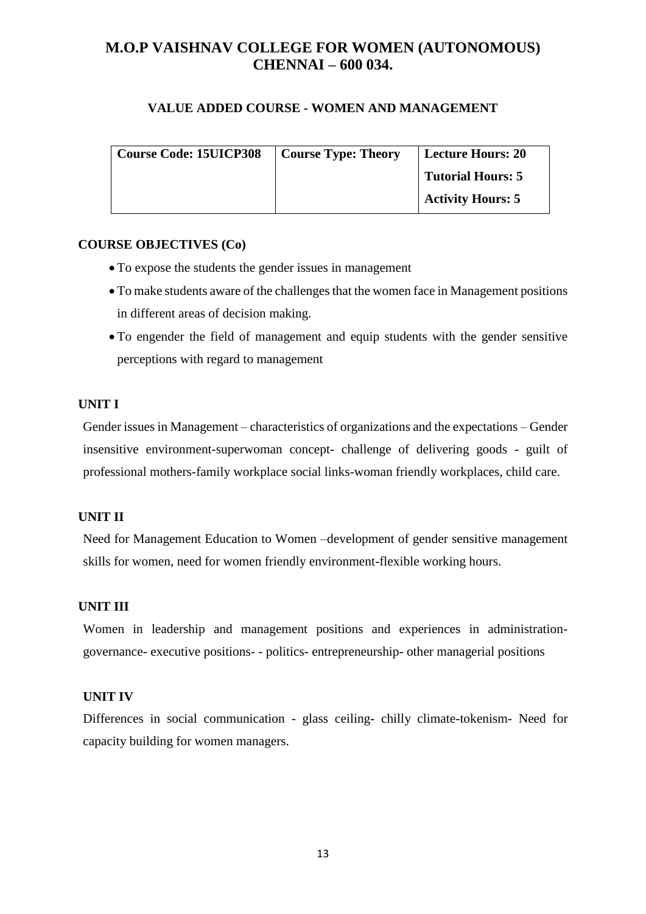# M.O.P VAISHNAV COLLEGE FOR WOMEN (AUTONOMOUS) CHENNAI – 600 034.

## VALUE ADDED COURSE - WOMEN AND MANAGEMENT

| Course Code: 15UICP308 | Course Type: Theory | Lecture Hours: 20 |
|---|---|---|
| | | Tutorial Hours: 5 |
| | | Activity Hours: 5 |

### COURSE OBJECTIVES (Co)

- To expose the students the gender issues in management
- To make students aware of the challenges that the women face in Management positions in different areas of decision making.
- To engender the field of management and equip students with the gender sensitive perceptions with regard to management

### UNIT I

Gender issues in Management – characteristics of organizations and the expectations – Gender insensitive environment-superwoman concept- challenge of delivering goods - guilt of professional mothers-family workplace social links-woman friendly workplaces, child care.

### UNIT II

Need for Management Education to Women –development of gender sensitive management skills for women, need for women friendly environment-flexible working hours.

### UNIT III

Women in leadership and management positions and experiences in administration-governance- executive positions- - politics- entrepreneurship- other managerial positions

### UNIT IV

Differences in social communication - glass ceiling- chilly climate-tokenism- Need for capacity building for women managers.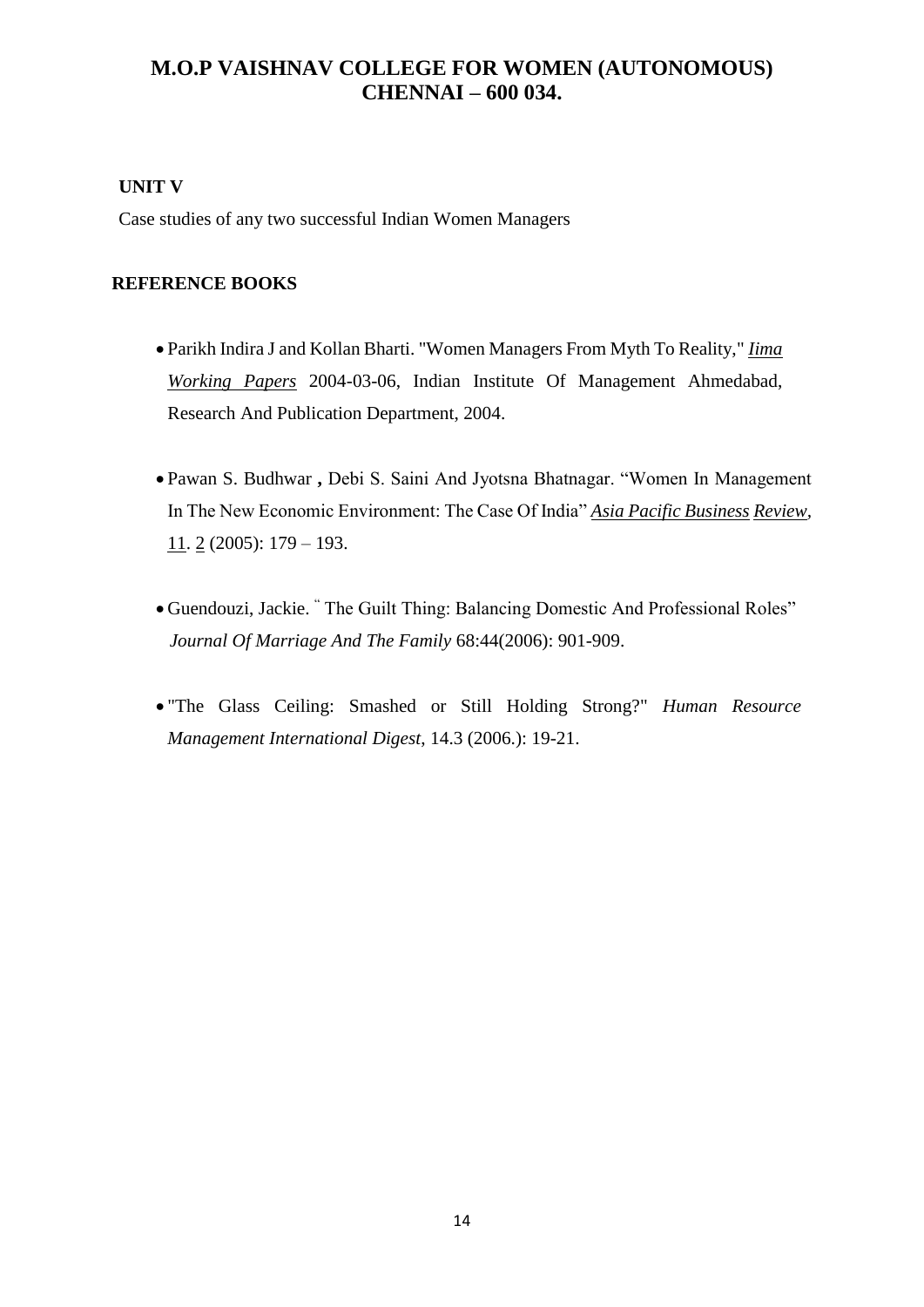# M.O.P VAISHNAV COLLEGE FOR WOMEN (AUTONOMOUS)
# CHENNAI – 600 034.

**UNIT V**

Case studies of any two successful Indian Women Managers

**REFERENCE BOOKS**

- Parikh Indira J and Kollan Bharti. "Women Managers From Myth To Reality," *Iima Working Papers* 2004-03-06, Indian Institute Of Management Ahmedabad, Research And Publication Department, 2004.
- Pawan S. Budhwar **,** Debi S. Saini And Jyotsna Bhatnagar. "Women In Management In The New Economic Environment: The Case Of India" *Asia Pacific Business Review*, 11. 2 (2005): 179 – 193.
- Guendouzi, Jackie. " The Guilt Thing: Balancing Domestic And Professional Roles" *Journal Of Marriage And The Family* 68:44(2006): 901-909.
- "The Glass Ceiling: Smashed or Still Holding Strong?" *Human Resource Management International Digest*, 14.3 (2006.): 19-21.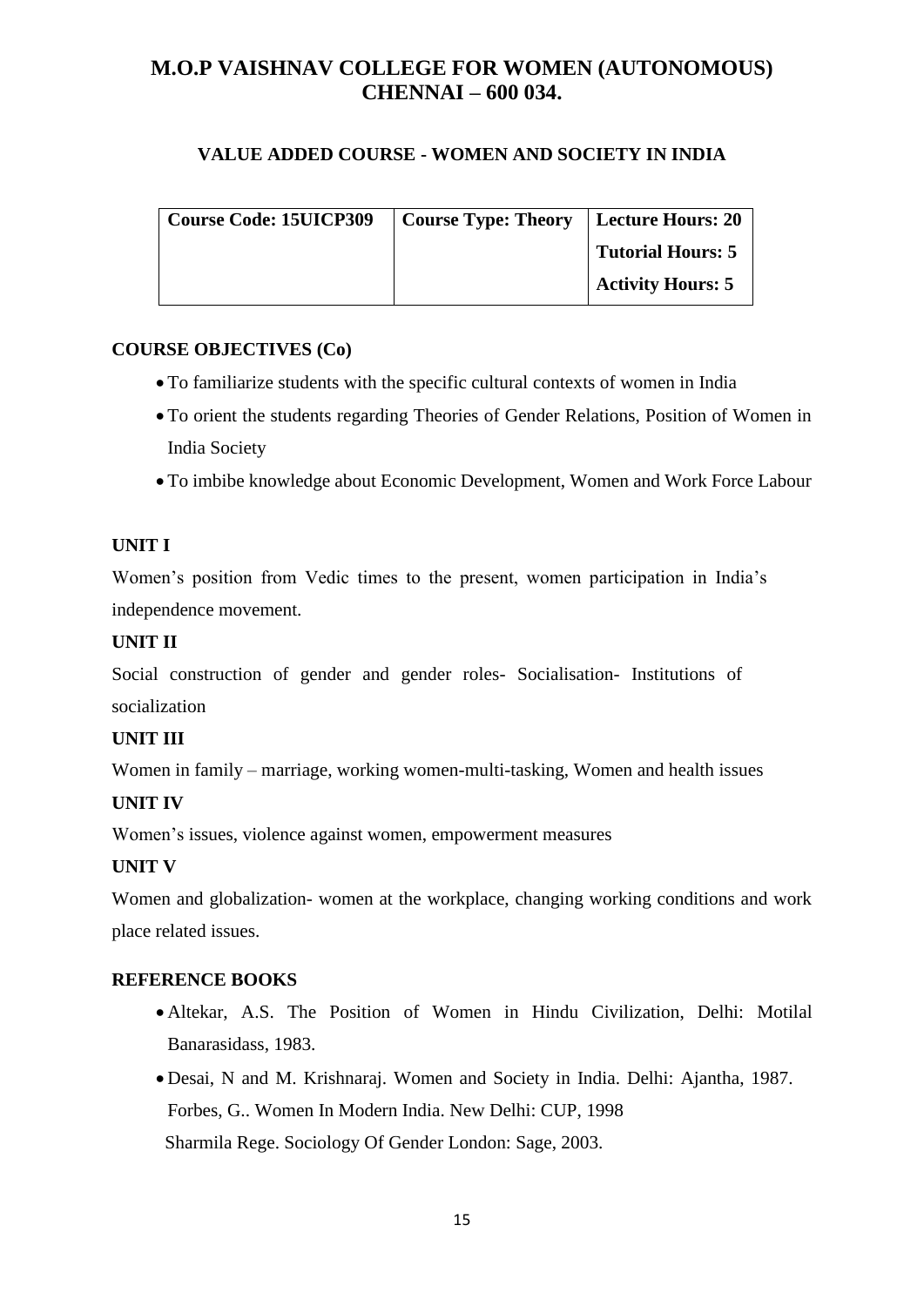# M.O.P VAISHNAV COLLEGE FOR WOMEN (AUTONOMOUS)
# CHENNAI – 600 034.

## VALUE ADDED COURSE - WOMEN AND SOCIETY IN INDIA

| Course Code: 15UICP309 | Course Type: Theory | Lecture Hours: 20 |
|---|---|---|
| | | Tutorial Hours: 5 |
| | | Activity Hours: 5 |

### COURSE OBJECTIVES (Co)

- To familiarize students with the specific cultural contexts of women in India
- To orient the students regarding Theories of Gender Relations, Position of Women in India Society
- To imbibe knowledge about Economic Development, Women and Work Force Labour

### UNIT I

Women's position from Vedic times to the present, women participation in India's independence movement.

### UNIT II

Social construction of gender and gender roles- Socialisation- Institutions of socialization

### UNIT III

Women in family – marriage, working women-multi-tasking, Women and health issues

### UNIT IV

Women's issues, violence against women, empowerment measures

### UNIT V

Women and globalization- women at the workplace, changing working conditions and work place related issues.

### REFERENCE BOOKS

- Altekar, A.S. The Position of Women in Hindu Civilization, Delhi: Motilal Banarasidass, 1983.
- Desai, N and M. Krishnaraj. Women and Society in India. Delhi: Ajantha, 1987.
  Forbes, G.. Women In Modern India. New Delhi: CUP, 1998
  Sharmila Rege. Sociology Of Gender London: Sage, 2003.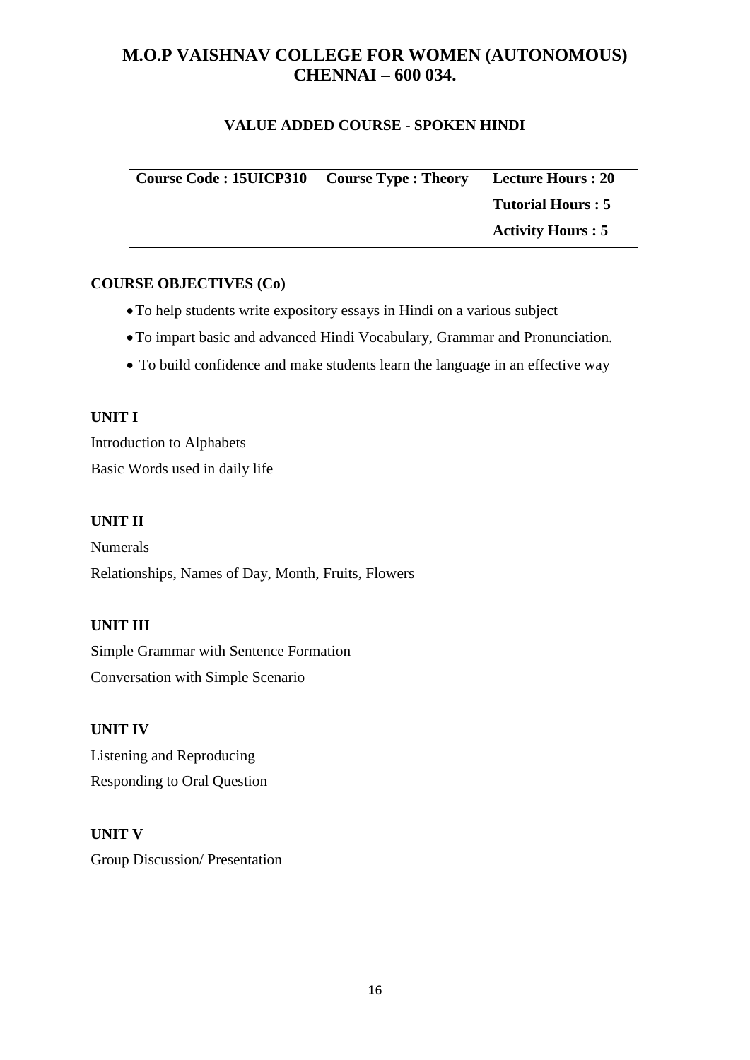# M.O.P VAISHNAV COLLEGE FOR WOMEN (AUTONOMOUS)
# CHENNAI – 600 034.

## VALUE ADDED COURSE - SPOKEN HINDI

| Course Code : 15UICP310 | Course Type : Theory | Lecture Hours : 20 |
|---|---|---|
| | | Tutorial Hours : 5 |
| | | Activity Hours : 5 |

**COURSE OBJECTIVES (Co)**

- To help students write expository essays in Hindi on a various subject
- To impart basic and advanced Hindi Vocabulary, Grammar and Pronunciation.
- To build confidence and make students learn the language in an effective way

**UNIT I**

Introduction to Alphabets

Basic Words used in daily life

**UNIT II**

Numerals

Relationships, Names of Day, Month, Fruits, Flowers

**UNIT III**

Simple Grammar with Sentence Formation

Conversation with Simple Scenario

**UNIT IV**

Listening and Reproducing

Responding to Oral Question

**UNIT V**

Group Discussion/ Presentation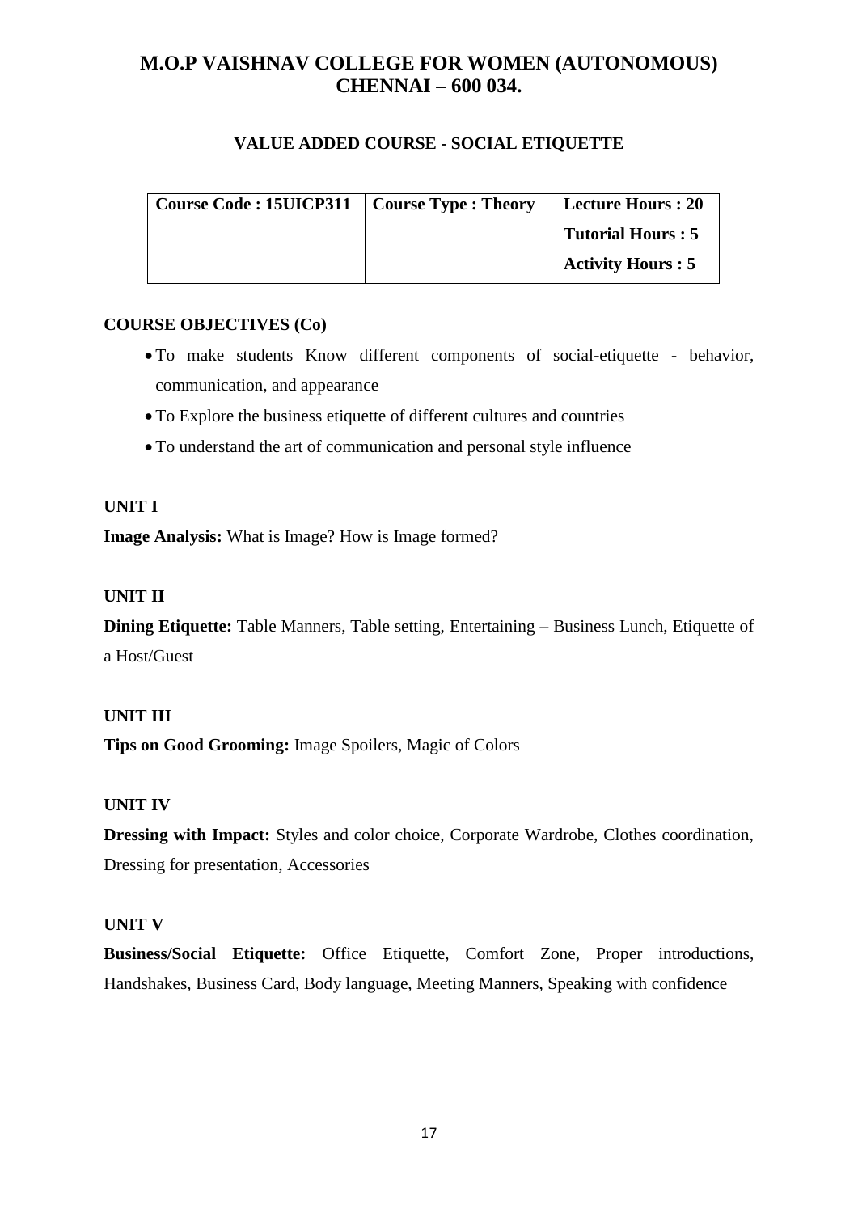# M.O.P VAISHNAV COLLEGE FOR WOMEN (AUTONOMOUS) CHENNAI – 600 034.

## VALUE ADDED COURSE - SOCIAL ETIQUETTE

| Course Code : 15UICP311 | Course Type : Theory | Lecture Hours : 20 |
|---|---|---|
| | | Tutorial Hours : 5 |
| | | Activity Hours : 5 |

### COURSE OBJECTIVES (Co)

- To make students Know different components of social-etiquette - behavior, communication, and appearance
- To Explore the business etiquette of different cultures and countries
- To understand the art of communication and personal style influence

### UNIT I

**Image Analysis:** What is Image? How is Image formed?

### UNIT II

**Dining Etiquette:** Table Manners, Table setting, Entertaining – Business Lunch, Etiquette of a Host/Guest

### UNIT III

**Tips on Good Grooming:** Image Spoilers, Magic of Colors

### UNIT IV

**Dressing with Impact:** Styles and color choice, Corporate Wardrobe, Clothes coordination, Dressing for presentation, Accessories

### UNIT V

**Business/Social Etiquette:** Office Etiquette, Comfort Zone, Proper introductions, Handshakes, Business Card, Body language, Meeting Manners, Speaking with confidence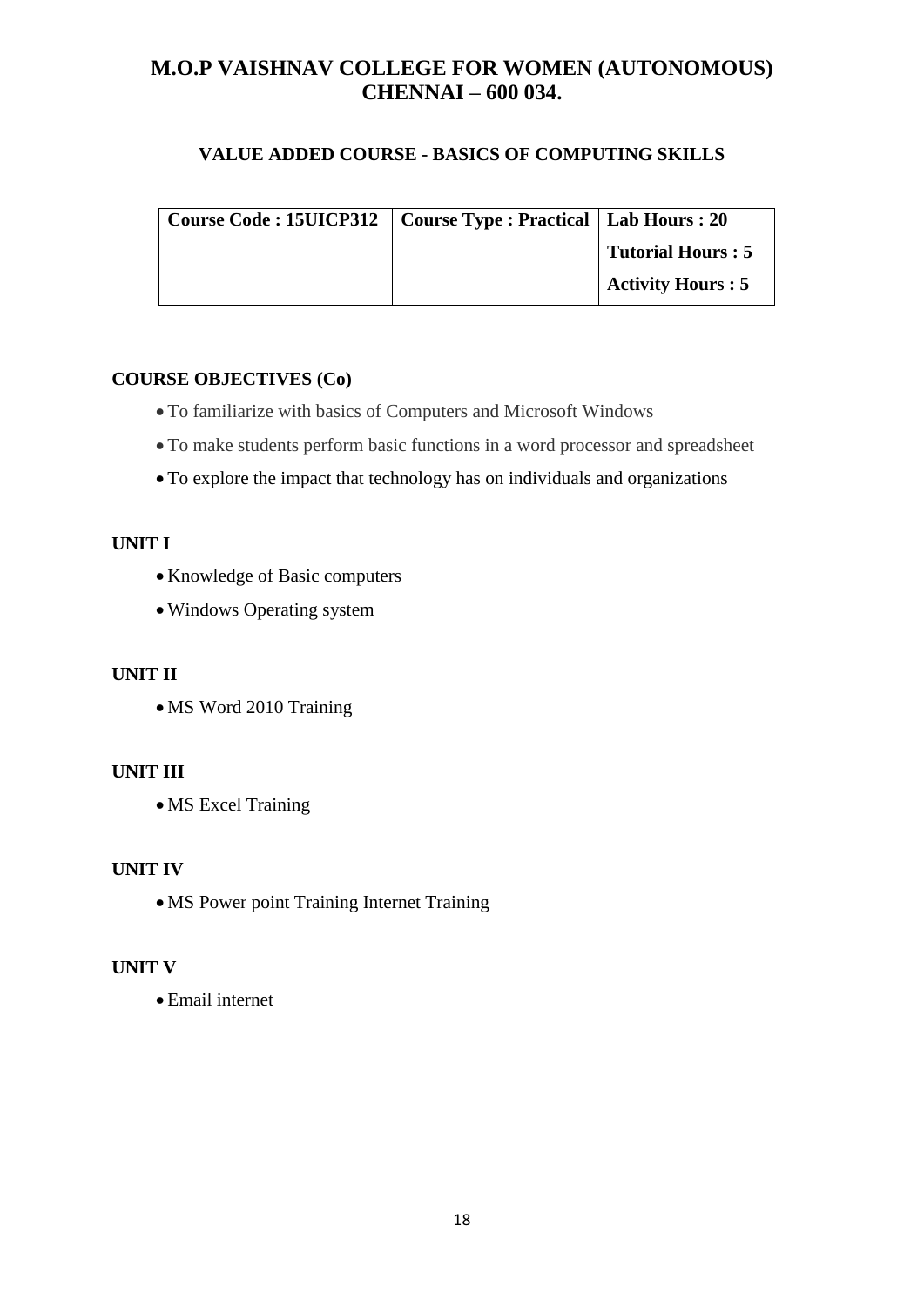# M.O.P VAISHNAV COLLEGE FOR WOMEN (AUTONOMOUS)
# CHENNAI – 600 034.

## VALUE ADDED COURSE - BASICS OF COMPUTING SKILLS

| Course Code : 15UICP312 | Course Type : Practical | Lab Hours : 20 |
|---|---|---|
| | | Tutorial Hours : 5 |
| | | Activity Hours : 5 |

### COURSE OBJECTIVES (Co)

- To familiarize with basics of Computers and Microsoft Windows
- To make students perform basic functions in a word processor and spreadsheet
- To explore the impact that technology has on individuals and organizations

### UNIT I

- Knowledge of Basic computers
- Windows Operating system

### UNIT II

- MS Word 2010 Training

### UNIT III

- MS Excel Training

### UNIT IV

- MS Power point Training Internet Training

### UNIT V

- Email internet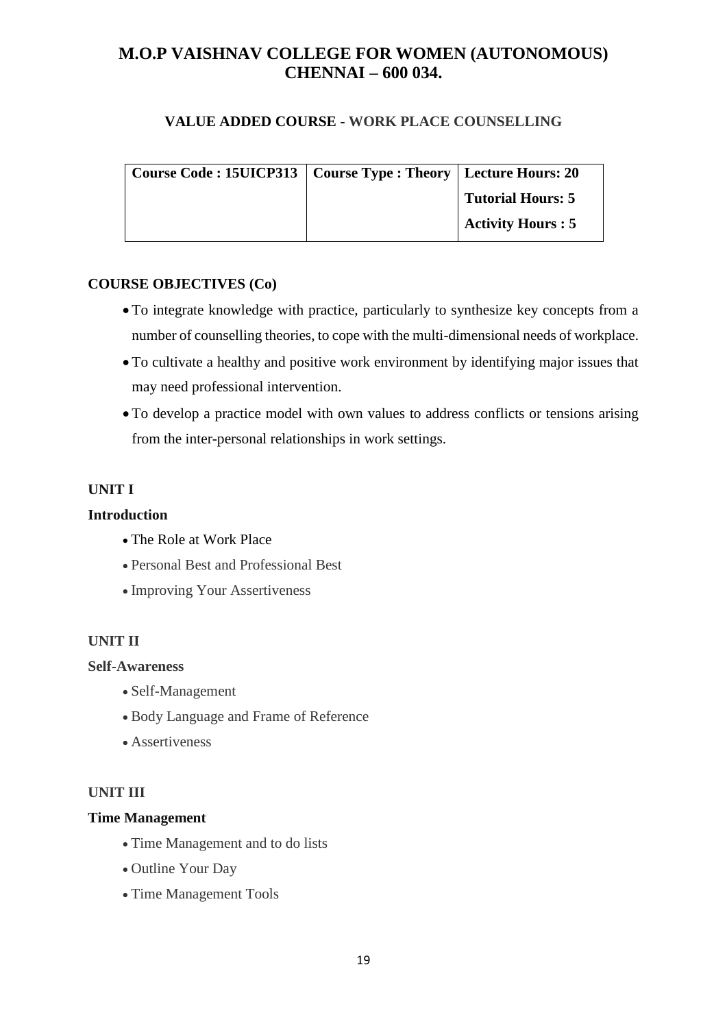# M.O.P VAISHNAV COLLEGE FOR WOMEN (AUTONOMOUS) CHENNAI – 600 034.

## VALUE ADDED COURSE - WORK PLACE COUNSELLING

| Course Code : 15UICP313 | Course Type : Theory | Lecture Hours: 20 |
|---|---|---|
| | | Tutorial Hours: 5 |
| | | Activity Hours : 5 |

### COURSE OBJECTIVES (Co)

- To integrate knowledge with practice, particularly to synthesize key concepts from a number of counselling theories, to cope with the multi-dimensional needs of workplace.
- To cultivate a healthy and positive work environment by identifying major issues that may need professional intervention.
- To develop a practice model with own values to address conflicts or tensions arising from the inter-personal relationships in work settings.

### UNIT I

**Introduction**

- The Role at Work Place
- Personal Best and Professional Best
- Improving Your Assertiveness

### UNIT II

**Self-Awareness**

- Self-Management
- Body Language and Frame of Reference
- Assertiveness

### UNIT III

**Time Management**

- Time Management and to do lists
- Outline Your Day
- Time Management Tools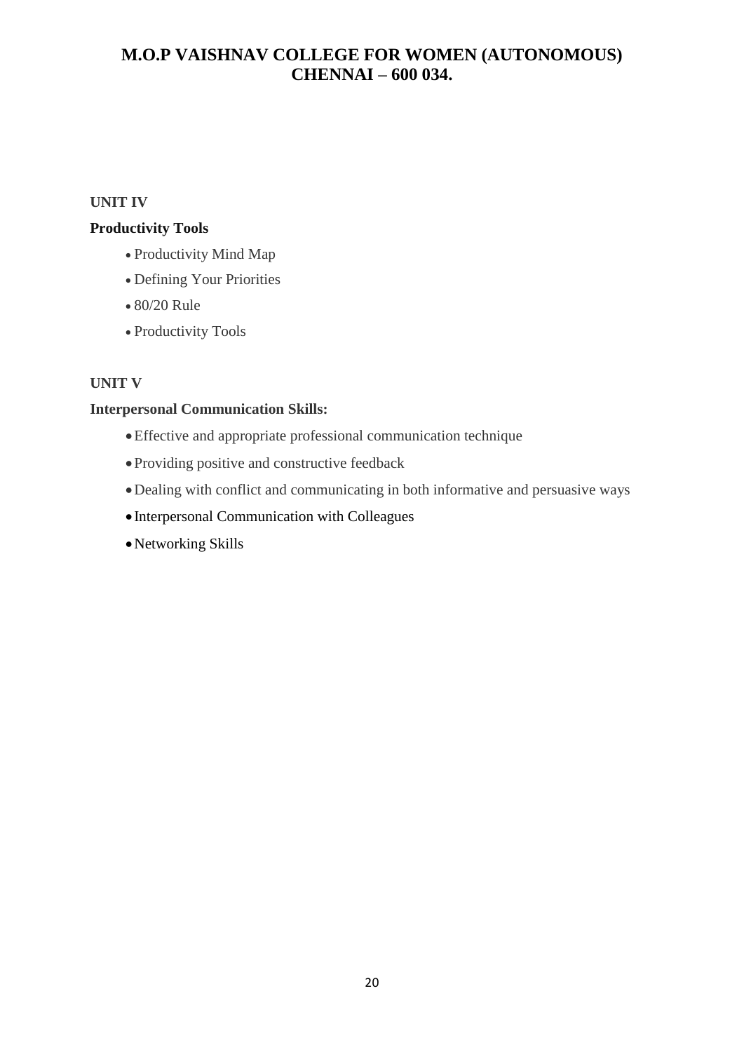**UNIT IV**

**Productivity Tools**

- Productivity Mind Map
- Defining Your Priorities
- 80/20 Rule
- Productivity Tools

**UNIT V**

**Interpersonal Communication Skills:**

- Effective and appropriate professional communication technique
- Providing positive and constructive feedback
- Dealing with conflict and communicating in both informative and persuasive ways
- Interpersonal Communication with Colleagues
- Networking Skills